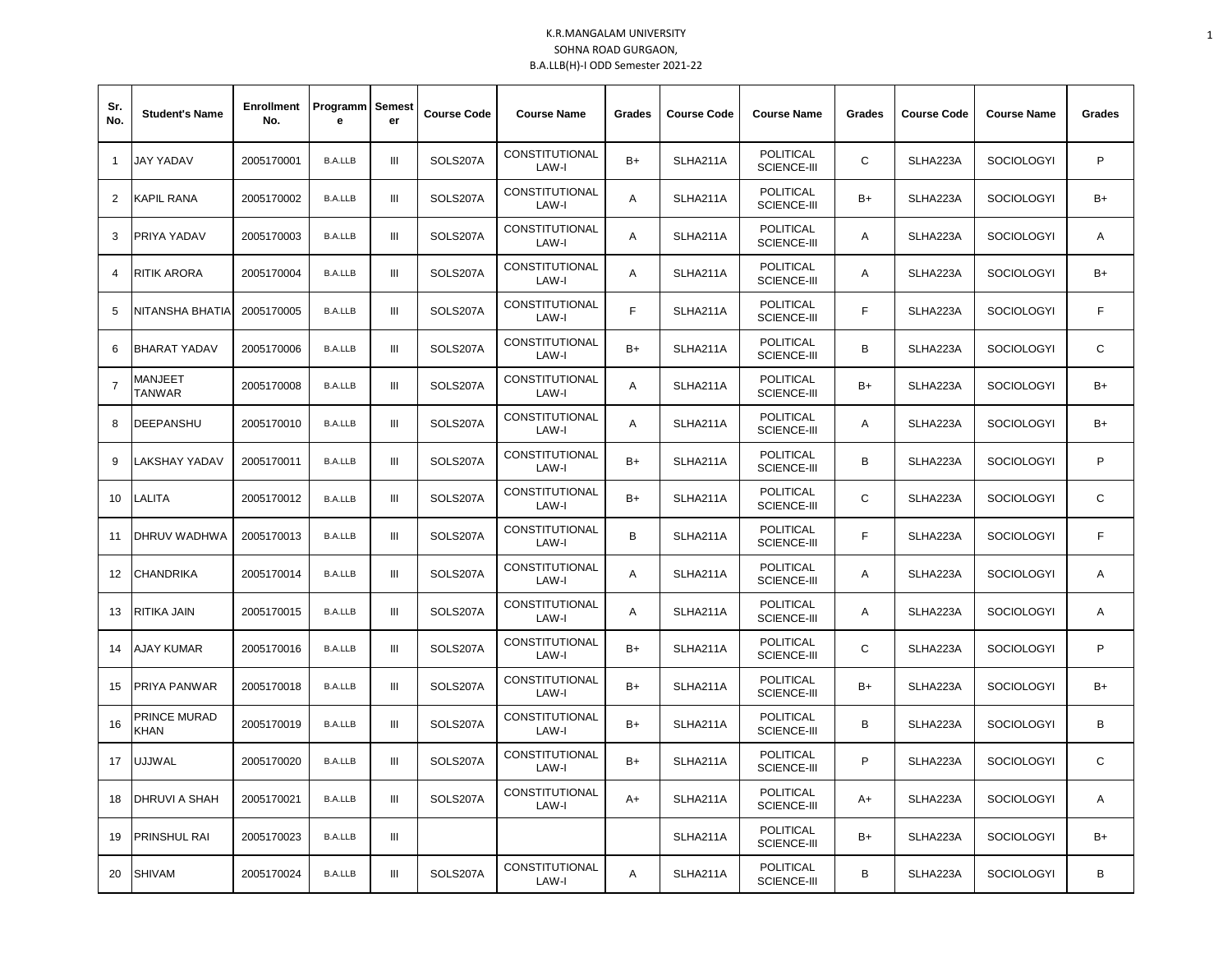K.R.MANGALAM UNIVERSITY
SOHNA ROAD GURGAON,
B.A.LLB(H)-I ODD Semester 2021-22

| Sr. No. | Student's Name | Enrollment No. | Programme | Semester | Course Code | Course Name | Grades | Course Code | Course Name | Grades | Course Code | Course Name | Grades |
|---|---|---|---|---|---|---|---|---|---|---|---|---|---|
| 1 | JAY YADAV | 2005170001 | B.A.LLB | III | SOLS207A | CONSTITUTIONAL LAW-I | B+ | SLHA211A | POLITICAL SCIENCE-III | C | SLHA223A | SOCIOLOGYI | P |
| 2 | KAPIL RANA | 2005170002 | B.A.LLB | III | SOLS207A | CONSTITUTIONAL LAW-I | A | SLHA211A | POLITICAL SCIENCE-III | B+ | SLHA223A | SOCIOLOGYI | B+ |
| 3 | PRIYA YADAV | 2005170003 | B.A.LLB | III | SOLS207A | CONSTITUTIONAL LAW-I | A | SLHA211A | POLITICAL SCIENCE-III | A | SLHA223A | SOCIOLOGYI | A |
| 4 | RITIK ARORA | 2005170004 | B.A.LLB | III | SOLS207A | CONSTITUTIONAL LAW-I | A | SLHA211A | POLITICAL SCIENCE-III | A | SLHA223A | SOCIOLOGYI | B+ |
| 5 | NITANSHA BHATIA | 2005170005 | B.A.LLB | III | SOLS207A | CONSTITUTIONAL LAW-I | F | SLHA211A | POLITICAL SCIENCE-III | F | SLHA223A | SOCIOLOGYI | F |
| 6 | BHARAT YADAV | 2005170006 | B.A.LLB | III | SOLS207A | CONSTITUTIONAL LAW-I | B+ | SLHA211A | POLITICAL SCIENCE-III | B | SLHA223A | SOCIOLOGYI | C |
| 7 | MANJEET TANWAR | 2005170008 | B.A.LLB | III | SOLS207A | CONSTITUTIONAL LAW-I | A | SLHA211A | POLITICAL SCIENCE-III | B+ | SLHA223A | SOCIOLOGYI | B+ |
| 8 | DEEPANSHU | 2005170010 | B.A.LLB | III | SOLS207A | CONSTITUTIONAL LAW-I | A | SLHA211A | POLITICAL SCIENCE-III | A | SLHA223A | SOCIOLOGYI | B+ |
| 9 | LAKSHAY YADAV | 2005170011 | B.A.LLB | III | SOLS207A | CONSTITUTIONAL LAW-I | B+ | SLHA211A | POLITICAL SCIENCE-III | B | SLHA223A | SOCIOLOGYI | P |
| 10 | LALITA | 2005170012 | B.A.LLB | III | SOLS207A | CONSTITUTIONAL LAW-I | B+ | SLHA211A | POLITICAL SCIENCE-III | C | SLHA223A | SOCIOLOGYI | C |
| 11 | DHRUV WADHWA | 2005170013 | B.A.LLB | III | SOLS207A | CONSTITUTIONAL LAW-I | B | SLHA211A | POLITICAL SCIENCE-III | F | SLHA223A | SOCIOLOGYI | F |
| 12 | CHANDRIKA | 2005170014 | B.A.LLB | III | SOLS207A | CONSTITUTIONAL LAW-I | A | SLHA211A | POLITICAL SCIENCE-III | A | SLHA223A | SOCIOLOGYI | A |
| 13 | RITIKA JAIN | 2005170015 | B.A.LLB | III | SOLS207A | CONSTITUTIONAL LAW-I | A | SLHA211A | POLITICAL SCIENCE-III | A | SLHA223A | SOCIOLOGYI | A |
| 14 | AJAY KUMAR | 2005170016 | B.A.LLB | III | SOLS207A | CONSTITUTIONAL LAW-I | B+ | SLHA211A | POLITICAL SCIENCE-III | C | SLHA223A | SOCIOLOGYI | P |
| 15 | PRIYA PANWAR | 2005170018 | B.A.LLB | III | SOLS207A | CONSTITUTIONAL LAW-I | B+ | SLHA211A | POLITICAL SCIENCE-III | B+ | SLHA223A | SOCIOLOGYI | B+ |
| 16 | PRINCE MURAD KHAN | 2005170019 | B.A.LLB | III | SOLS207A | CONSTITUTIONAL LAW-I | B+ | SLHA211A | POLITICAL SCIENCE-III | B | SLHA223A | SOCIOLOGYI | B |
| 17 | UJJWAL | 2005170020 | B.A.LLB | III | SOLS207A | CONSTITUTIONAL LAW-I | B+ | SLHA211A | POLITICAL SCIENCE-III | P | SLHA223A | SOCIOLOGYI | C |
| 18 | DHRUVI A SHAH | 2005170021 | B.A.LLB | III | SOLS207A | CONSTITUTIONAL LAW-I | A+ | SLHA211A | POLITICAL SCIENCE-III | A+ | SLHA223A | SOCIOLOGYI | A |
| 19 | PRINSHUL RAI | 2005170023 | B.A.LLB | III | | | | SLHA211A | POLITICAL SCIENCE-III | B+ | SLHA223A | SOCIOLOGYI | B+ |
| 20 | SHIVAM | 2005170024 | B.A.LLB | III | SOLS207A | CONSTITUTIONAL LAW-I | A | SLHA211A | POLITICAL SCIENCE-III | B | SLHA223A | SOCIOLOGYI | B |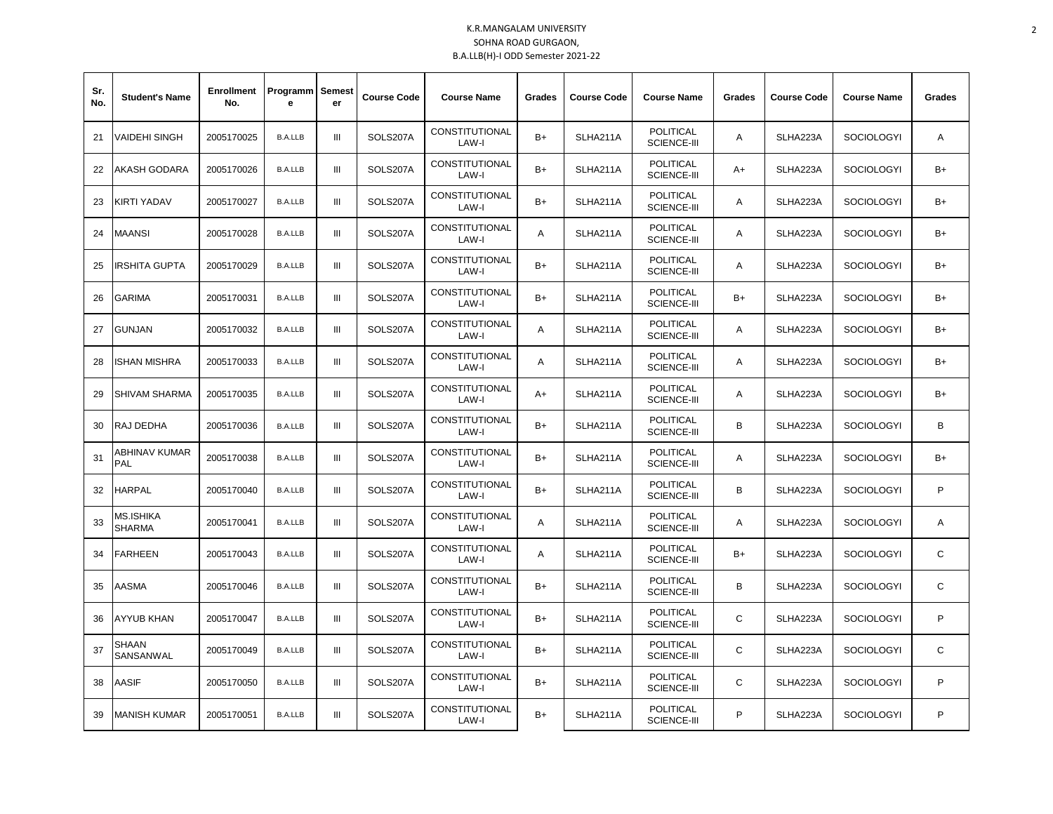K.R.MANGALAM UNIVERSITY
SOHNA ROAD GURGAON,
B.A.LLB(H)-I ODD Semester 2021-22

| Sr. No. | Student's Name | Enrollment No. | Programme | Semester | Course Code | Course Name | Grades | Course Code | Course Name | Grades | Course Code | Course Name | Grades |
|---|---|---|---|---|---|---|---|---|---|---|---|---|---|
| 21 | VAIDEHI SINGH | 2005170025 | B.A.LLB | III | SOLS207A | CONSTITUTIONAL LAW-I | B+ | SLHA211A | POLITICAL SCIENCE-III | A | SLHA223A | SOCIOLOGYI | A |
| 22 | AKASH GODARA | 2005170026 | B.A.LLB | III | SOLS207A | CONSTITUTIONAL LAW-I | B+ | SLHA211A | POLITICAL SCIENCE-III | A+ | SLHA223A | SOCIOLOGYI | B+ |
| 23 | KIRTI YADAV | 2005170027 | B.A.LLB | III | SOLS207A | CONSTITUTIONAL LAW-I | B+ | SLHA211A | POLITICAL SCIENCE-III | A | SLHA223A | SOCIOLOGYI | B+ |
| 24 | MAANSI | 2005170028 | B.A.LLB | III | SOLS207A | CONSTITUTIONAL LAW-I | A | SLHA211A | POLITICAL SCIENCE-III | A | SLHA223A | SOCIOLOGYI | B+ |
| 25 | IRSHITA GUPTA | 2005170029 | B.A.LLB | III | SOLS207A | CONSTITUTIONAL LAW-I | B+ | SLHA211A | POLITICAL SCIENCE-III | A | SLHA223A | SOCIOLOGYI | B+ |
| 26 | GARIMA | 2005170031 | B.A.LLB | III | SOLS207A | CONSTITUTIONAL LAW-I | B+ | SLHA211A | POLITICAL SCIENCE-III | B+ | SLHA223A | SOCIOLOGYI | B+ |
| 27 | GUNJAN | 2005170032 | B.A.LLB | III | SOLS207A | CONSTITUTIONAL LAW-I | A | SLHA211A | POLITICAL SCIENCE-III | A | SLHA223A | SOCIOLOGYI | B+ |
| 28 | ISHAN MISHRA | 2005170033 | B.A.LLB | III | SOLS207A | CONSTITUTIONAL LAW-I | A | SLHA211A | POLITICAL SCIENCE-III | A | SLHA223A | SOCIOLOGYI | B+ |
| 29 | SHIVAM SHARMA | 2005170035 | B.A.LLB | III | SOLS207A | CONSTITUTIONAL LAW-I | A+ | SLHA211A | POLITICAL SCIENCE-III | A | SLHA223A | SOCIOLOGYI | B+ |
| 30 | RAJ DEDHA | 2005170036 | B.A.LLB | III | SOLS207A | CONSTITUTIONAL LAW-I | B+ | SLHA211A | POLITICAL SCIENCE-III | B | SLHA223A | SOCIOLOGYI | B |
| 31 | ABHINAV KUMAR PAL | 2005170038 | B.A.LLB | III | SOLS207A | CONSTITUTIONAL LAW-I | B+ | SLHA211A | POLITICAL SCIENCE-III | A | SLHA223A | SOCIOLOGYI | B+ |
| 32 | HARPAL | 2005170040 | B.A.LLB | III | SOLS207A | CONSTITUTIONAL LAW-I | B+ | SLHA211A | POLITICAL SCIENCE-III | B | SLHA223A | SOCIOLOGYI | P |
| 33 | MS.ISHIKA SHARMA | 2005170041 | B.A.LLB | III | SOLS207A | CONSTITUTIONAL LAW-I | A | SLHA211A | POLITICAL SCIENCE-III | A | SLHA223A | SOCIOLOGYI | A |
| 34 | FARHEEN | 2005170043 | B.A.LLB | III | SOLS207A | CONSTITUTIONAL LAW-I | A | SLHA211A | POLITICAL SCIENCE-III | B+ | SLHA223A | SOCIOLOGYI | C |
| 35 | AASMA | 2005170046 | B.A.LLB | III | SOLS207A | CONSTITUTIONAL LAW-I | B+ | SLHA211A | POLITICAL SCIENCE-III | B | SLHA223A | SOCIOLOGYI | C |
| 36 | AYYUB KHAN | 2005170047 | B.A.LLB | III | SOLS207A | CONSTITUTIONAL LAW-I | B+ | SLHA211A | POLITICAL SCIENCE-III | C | SLHA223A | SOCIOLOGYI | P |
| 37 | SHAAN SANSANWAL | 2005170049 | B.A.LLB | III | SOLS207A | CONSTITUTIONAL LAW-I | B+ | SLHA211A | POLITICAL SCIENCE-III | C | SLHA223A | SOCIOLOGYI | C |
| 38 | AASIF | 2005170050 | B.A.LLB | III | SOLS207A | CONSTITUTIONAL LAW-I | B+ | SLHA211A | POLITICAL SCIENCE-III | C | SLHA223A | SOCIOLOGYI | P |
| 39 | MANISH KUMAR | 2005170051 | B.A.LLB | III | SOLS207A | CONSTITUTIONAL LAW-I | B+ | SLHA211A | POLITICAL SCIENCE-III | P | SLHA223A | SOCIOLOGYI | P |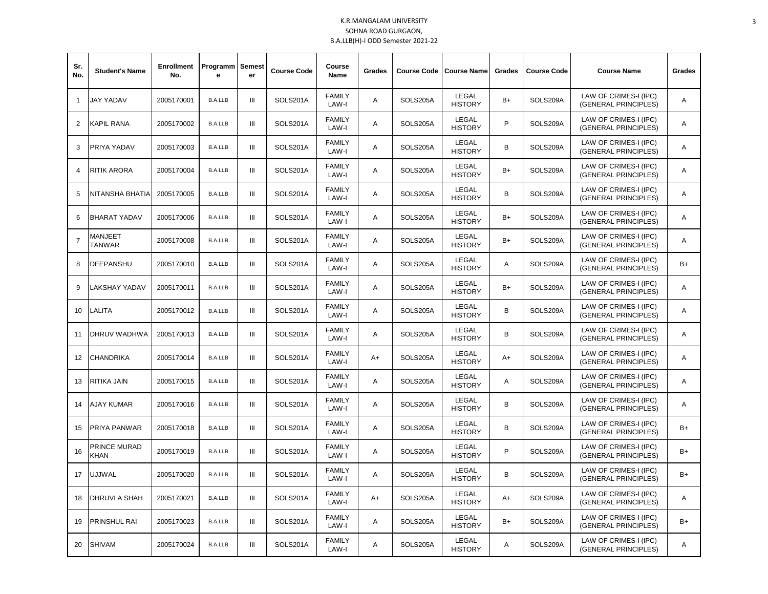K.R.MANGALAM UNIVERSITY
SOHNA ROAD GURGAON,
B.A.LLB(H)-I ODD Semester 2021-22

| Sr. No. | Student's Name | Enrollment No. | Programme | Semester | Course Code | Course Name | Grades | Course Code | Course Name | Grades | Course Code | Course Name | Grades |
|---|---|---|---|---|---|---|---|---|---|---|---|---|---|
| 1 | JAY YADAV | 2005170001 | B.A.LLB | III | SOLS201A | FAMILY LAW-I | A | SOLS205A | LEGAL HISTORY | B+ | SOLS209A | LAW OF CRIMES-I (IPC) (GENERAL PRINCIPLES) | A |
| 2 | KAPIL RANA | 2005170002 | B.A.LLB | III | SOLS201A | FAMILY LAW-I | A | SOLS205A | LEGAL HISTORY | P | SOLS209A | LAW OF CRIMES-I (IPC) (GENERAL PRINCIPLES) | A |
| 3 | PRIYA YADAV | 2005170003 | B.A.LLB | III | SOLS201A | FAMILY LAW-I | A | SOLS205A | LEGAL HISTORY | B | SOLS209A | LAW OF CRIMES-I (IPC) (GENERAL PRINCIPLES) | A |
| 4 | RITIK ARORA | 2005170004 | B.A.LLB | III | SOLS201A | FAMILY LAW-I | A | SOLS205A | LEGAL HISTORY | B+ | SOLS209A | LAW OF CRIMES-I (IPC) (GENERAL PRINCIPLES) | A |
| 5 | NITANSHA BHATIA | 2005170005 | B.A.LLB | III | SOLS201A | FAMILY LAW-I | A | SOLS205A | LEGAL HISTORY | B | SOLS209A | LAW OF CRIMES-I (IPC) (GENERAL PRINCIPLES) | A |
| 6 | BHARAT YADAV | 2005170006 | B.A.LLB | III | SOLS201A | FAMILY LAW-I | A | SOLS205A | LEGAL HISTORY | B+ | SOLS209A | LAW OF CRIMES-I (IPC) (GENERAL PRINCIPLES) | A |
| 7 | MANJEET TANWAR | 2005170008 | B.A.LLB | III | SOLS201A | FAMILY LAW-I | A | SOLS205A | LEGAL HISTORY | B+ | SOLS209A | LAW OF CRIMES-I (IPC) (GENERAL PRINCIPLES) | A |
| 8 | DEEPANSHU | 2005170010 | B.A.LLB | III | SOLS201A | FAMILY LAW-I | A | SOLS205A | LEGAL HISTORY | A | SOLS209A | LAW OF CRIMES-I (IPC) (GENERAL PRINCIPLES) | B+ |
| 9 | LAKSHAY YADAV | 2005170011 | B.A.LLB | III | SOLS201A | FAMILY LAW-I | A | SOLS205A | LEGAL HISTORY | B+ | SOLS209A | LAW OF CRIMES-I (IPC) (GENERAL PRINCIPLES) | A |
| 10 | LALITA | 2005170012 | B.A.LLB | III | SOLS201A | FAMILY LAW-I | A | SOLS205A | LEGAL HISTORY | B | SOLS209A | LAW OF CRIMES-I (IPC) (GENERAL PRINCIPLES) | A |
| 11 | DHRUV WADHWA | 2005170013 | B.A.LLB | III | SOLS201A | FAMILY LAW-I | A | SOLS205A | LEGAL HISTORY | B | SOLS209A | LAW OF CRIMES-I (IPC) (GENERAL PRINCIPLES) | A |
| 12 | CHANDRIKA | 2005170014 | B.A.LLB | III | SOLS201A | FAMILY LAW-I | A+ | SOLS205A | LEGAL HISTORY | A+ | SOLS209A | LAW OF CRIMES-I (IPC) (GENERAL PRINCIPLES) | A |
| 13 | RITIKA JAIN | 2005170015 | B.A.LLB | III | SOLS201A | FAMILY LAW-I | A | SOLS205A | LEGAL HISTORY | A | SOLS209A | LAW OF CRIMES-I (IPC) (GENERAL PRINCIPLES) | A |
| 14 | AJAY KUMAR | 2005170016 | B.A.LLB | III | SOLS201A | FAMILY LAW-I | A | SOLS205A | LEGAL HISTORY | B | SOLS209A | LAW OF CRIMES-I (IPC) (GENERAL PRINCIPLES) | A |
| 15 | PRIYA PANWAR | 2005170018 | B.A.LLB | III | SOLS201A | FAMILY LAW-I | A | SOLS205A | LEGAL HISTORY | B | SOLS209A | LAW OF CRIMES-I (IPC) (GENERAL PRINCIPLES) | B+ |
| 16 | PRINCE MURAD KHAN | 2005170019 | B.A.LLB | III | SOLS201A | FAMILY LAW-I | A | SOLS205A | LEGAL HISTORY | P | SOLS209A | LAW OF CRIMES-I (IPC) (GENERAL PRINCIPLES) | B+ |
| 17 | UJJWAL | 2005170020 | B.A.LLB | III | SOLS201A | FAMILY LAW-I | A | SOLS205A | LEGAL HISTORY | B | SOLS209A | LAW OF CRIMES-I (IPC) (GENERAL PRINCIPLES) | B+ |
| 18 | DHRUVI A SHAH | 2005170021 | B.A.LLB | III | SOLS201A | FAMILY LAW-I | A+ | SOLS205A | LEGAL HISTORY | A+ | SOLS209A | LAW OF CRIMES-I (IPC) (GENERAL PRINCIPLES) | A |
| 19 | PRINSHUL RAI | 2005170023 | B.A.LLB | III | SOLS201A | FAMILY LAW-I | A | SOLS205A | LEGAL HISTORY | B+ | SOLS209A | LAW OF CRIMES-I (IPC) (GENERAL PRINCIPLES) | B+ |
| 20 | SHIVAM | 2005170024 | B.A.LLB | III | SOLS201A | FAMILY LAW-I | A | SOLS205A | LEGAL HISTORY | A | SOLS209A | LAW OF CRIMES-I (IPC) (GENERAL PRINCIPLES) | A |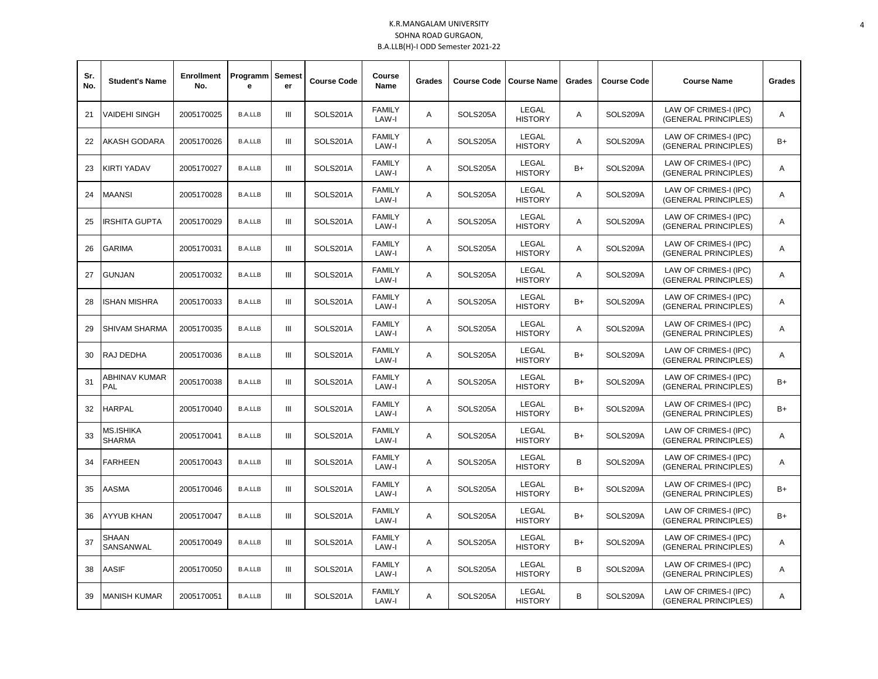K.R.MANGALAM UNIVERSITY
SOHNA ROAD GURGAON,
B.A.LLB(H)-I ODD Semester 2021-22

| Sr. No. | Student's Name | Enrollment No. | Programme | Semester | Course Code | Course Name | Grades | Course Code | Course Name | Grades | Course Code | Course Name | Grades |
|---|---|---|---|---|---|---|---|---|---|---|---|---|---|
| 21 | VAIDEHI SINGH | 2005170025 | B.A.LLB | III | SOLS201A | FAMILY LAW-I | A | SOLS205A | LEGAL HISTORY | A | SOLS209A | LAW OF CRIMES-I (IPC) (GENERAL PRINCIPLES) | A |
| 22 | AKASH GODARA | 2005170026 | B.A.LLB | III | SOLS201A | FAMILY LAW-I | A | SOLS205A | LEGAL HISTORY | A | SOLS209A | LAW OF CRIMES-I (IPC) (GENERAL PRINCIPLES) | B+ |
| 23 | KIRTI YADAV | 2005170027 | B.A.LLB | III | SOLS201A | FAMILY LAW-I | A | SOLS205A | LEGAL HISTORY | B+ | SOLS209A | LAW OF CRIMES-I (IPC) (GENERAL PRINCIPLES) | A |
| 24 | MAANSI | 2005170028 | B.A.LLB | III | SOLS201A | FAMILY LAW-I | A | SOLS205A | LEGAL HISTORY | A | SOLS209A | LAW OF CRIMES-I (IPC) (GENERAL PRINCIPLES) | A |
| 25 | IRSHITA GUPTA | 2005170029 | B.A.LLB | III | SOLS201A | FAMILY LAW-I | A | SOLS205A | LEGAL HISTORY | A | SOLS209A | LAW OF CRIMES-I (IPC) (GENERAL PRINCIPLES) | A |
| 26 | GARIMA | 2005170031 | B.A.LLB | III | SOLS201A | FAMILY LAW-I | A | SOLS205A | LEGAL HISTORY | A | SOLS209A | LAW OF CRIMES-I (IPC) (GENERAL PRINCIPLES) | A |
| 27 | GUNJAN | 2005170032 | B.A.LLB | III | SOLS201A | FAMILY LAW-I | A | SOLS205A | LEGAL HISTORY | A | SOLS209A | LAW OF CRIMES-I (IPC) (GENERAL PRINCIPLES) | A |
| 28 | ISHAN MISHRA | 2005170033 | B.A.LLB | III | SOLS201A | FAMILY LAW-I | A | SOLS205A | LEGAL HISTORY | B+ | SOLS209A | LAW OF CRIMES-I (IPC) (GENERAL PRINCIPLES) | A |
| 29 | SHIVAM SHARMA | 2005170035 | B.A.LLB | III | SOLS201A | FAMILY LAW-I | A | SOLS205A | LEGAL HISTORY | A | SOLS209A | LAW OF CRIMES-I (IPC) (GENERAL PRINCIPLES) | A |
| 30 | RAJ DEDHA | 2005170036 | B.A.LLB | III | SOLS201A | FAMILY LAW-I | A | SOLS205A | LEGAL HISTORY | B+ | SOLS209A | LAW OF CRIMES-I (IPC) (GENERAL PRINCIPLES) | A |
| 31 | ABHINAV KUMAR PAL | 2005170038 | B.A.LLB | III | SOLS201A | FAMILY LAW-I | A | SOLS205A | LEGAL HISTORY | B+ | SOLS209A | LAW OF CRIMES-I (IPC) (GENERAL PRINCIPLES) | B+ |
| 32 | HARPAL | 2005170040 | B.A.LLB | III | SOLS201A | FAMILY LAW-I | A | SOLS205A | LEGAL HISTORY | B+ | SOLS209A | LAW OF CRIMES-I (IPC) (GENERAL PRINCIPLES) | B+ |
| 33 | MS.ISHIKA SHARMA | 2005170041 | B.A.LLB | III | SOLS201A | FAMILY LAW-I | A | SOLS205A | LEGAL HISTORY | B+ | SOLS209A | LAW OF CRIMES-I (IPC) (GENERAL PRINCIPLES) | A |
| 34 | FARHEEN | 2005170043 | B.A.LLB | III | SOLS201A | FAMILY LAW-I | A | SOLS205A | LEGAL HISTORY | B | SOLS209A | LAW OF CRIMES-I (IPC) (GENERAL PRINCIPLES) | A |
| 35 | AASMA | 2005170046 | B.A.LLB | III | SOLS201A | FAMILY LAW-I | A | SOLS205A | LEGAL HISTORY | B+ | SOLS209A | LAW OF CRIMES-I (IPC) (GENERAL PRINCIPLES) | B+ |
| 36 | AYYUB KHAN | 2005170047 | B.A.LLB | III | SOLS201A | FAMILY LAW-I | A | SOLS205A | LEGAL HISTORY | B+ | SOLS209A | LAW OF CRIMES-I (IPC) (GENERAL PRINCIPLES) | B+ |
| 37 | SHAAN SANSANWAL | 2005170049 | B.A.LLB | III | SOLS201A | FAMILY LAW-I | A | SOLS205A | LEGAL HISTORY | B+ | SOLS209A | LAW OF CRIMES-I (IPC) (GENERAL PRINCIPLES) | A |
| 38 | AASIF | 2005170050 | B.A.LLB | III | SOLS201A | FAMILY LAW-I | A | SOLS205A | LEGAL HISTORY | B | SOLS209A | LAW OF CRIMES-I (IPC) (GENERAL PRINCIPLES) | A |
| 39 | MANISH KUMAR | 2005170051 | B.A.LLB | III | SOLS201A | FAMILY LAW-I | A | SOLS205A | LEGAL HISTORY | B | SOLS209A | LAW OF CRIMES-I (IPC) (GENERAL PRINCIPLES) | A |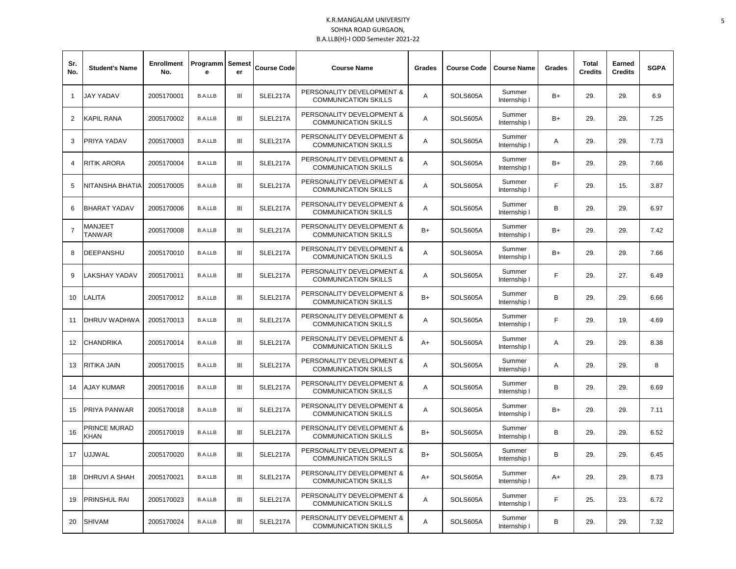K.R.MANGALAM UNIVERSITY
SOHNA ROAD GURGAON,
B.A.LLB(H)-I ODD Semester 2021-22

| Sr. No. | Student's Name | Enrollment No. | Programme | Semester | Course Code | Course Name | Grades | Course Code | Course Name | Grades | Total Credits | Earned Credits | SGPA |
|---|---|---|---|---|---|---|---|---|---|---|---|---|---|
| 1 | JAY YADAV | 2005170001 | B.A.LLB | III | SLEL217A | PERSONALITY DEVELOPMENT & COMMUNICATION SKILLS | A | SOLS605A | Summer Internship I | B+ | 29. | 29. | 6.9 |
| 2 | KAPIL RANA | 2005170002 | B.A.LLB | III | SLEL217A | PERSONALITY DEVELOPMENT & COMMUNICATION SKILLS | A | SOLS605A | Summer Internship I | B+ | 29. | 29. | 7.25 |
| 3 | PRIYA YADAV | 2005170003 | B.A.LLB | III | SLEL217A | PERSONALITY DEVELOPMENT & COMMUNICATION SKILLS | A | SOLS605A | Summer Internship I | A | 29. | 29. | 7.73 |
| 4 | RITIK ARORA | 2005170004 | B.A.LLB | III | SLEL217A | PERSONALITY DEVELOPMENT & COMMUNICATION SKILLS | A | SOLS605A | Summer Internship I | B+ | 29. | 29. | 7.66 |
| 5 | NITANSHA BHATIA | 2005170005 | B.A.LLB | III | SLEL217A | PERSONALITY DEVELOPMENT & COMMUNICATION SKILLS | A | SOLS605A | Summer Internship I | F | 29. | 15. | 3.87 |
| 6 | BHARAT YADAV | 2005170006 | B.A.LLB | III | SLEL217A | PERSONALITY DEVELOPMENT & COMMUNICATION SKILLS | A | SOLS605A | Summer Internship I | B | 29. | 29. | 6.97 |
| 7 | MANJEET TANWAR | 2005170008 | B.A.LLB | III | SLEL217A | PERSONALITY DEVELOPMENT & COMMUNICATION SKILLS | B+ | SOLS605A | Summer Internship I | B+ | 29. | 29. | 7.42 |
| 8 | DEEPANSHU | 2005170010 | B.A.LLB | III | SLEL217A | PERSONALITY DEVELOPMENT & COMMUNICATION SKILLS | A | SOLS605A | Summer Internship I | B+ | 29. | 29. | 7.66 |
| 9 | LAKSHAY YADAV | 2005170011 | B.A.LLB | III | SLEL217A | PERSONALITY DEVELOPMENT & COMMUNICATION SKILLS | A | SOLS605A | Summer Internship I | F | 29. | 27. | 6.49 |
| 10 | LALITA | 2005170012 | B.A.LLB | III | SLEL217A | PERSONALITY DEVELOPMENT & COMMUNICATION SKILLS | B+ | SOLS605A | Summer Internship I | B | 29. | 29. | 6.66 |
| 11 | DHRUV WADHWA | 2005170013 | B.A.LLB | III | SLEL217A | PERSONALITY DEVELOPMENT & COMMUNICATION SKILLS | A | SOLS605A | Summer Internship I | F | 29. | 19. | 4.69 |
| 12 | CHANDRIKA | 2005170014 | B.A.LLB | III | SLEL217A | PERSONALITY DEVELOPMENT & COMMUNICATION SKILLS | A+ | SOLS605A | Summer Internship I | A | 29. | 29. | 8.38 |
| 13 | RITIKA JAIN | 2005170015 | B.A.LLB | III | SLEL217A | PERSONALITY DEVELOPMENT & COMMUNICATION SKILLS | A | SOLS605A | Summer Internship I | A | 29. | 29. | 8 |
| 14 | AJAY KUMAR | 2005170016 | B.A.LLB | III | SLEL217A | PERSONALITY DEVELOPMENT & COMMUNICATION SKILLS | A | SOLS605A | Summer Internship I | B | 29. | 29. | 6.69 |
| 15 | PRIYA PANWAR | 2005170018 | B.A.LLB | III | SLEL217A | PERSONALITY DEVELOPMENT & COMMUNICATION SKILLS | A | SOLS605A | Summer Internship I | B+ | 29. | 29. | 7.11 |
| 16 | PRINCE MURAD KHAN | 2005170019 | B.A.LLB | III | SLEL217A | PERSONALITY DEVELOPMENT & COMMUNICATION SKILLS | B+ | SOLS605A | Summer Internship I | B | 29. | 29. | 6.52 |
| 17 | UJJWAL | 2005170020 | B.A.LLB | III | SLEL217A | PERSONALITY DEVELOPMENT & COMMUNICATION SKILLS | B+ | SOLS605A | Summer Internship I | B | 29. | 29. | 6.45 |
| 18 | DHRUVI A SHAH | 2005170021 | B.A.LLB | III | SLEL217A | PERSONALITY DEVELOPMENT & COMMUNICATION SKILLS | A+ | SOLS605A | Summer Internship I | A+ | 29. | 29. | 8.73 |
| 19 | PRINSHUL RAI | 2005170023 | B.A.LLB | III | SLEL217A | PERSONALITY DEVELOPMENT & COMMUNICATION SKILLS | A | SOLS605A | Summer Internship I | F | 25. | 23. | 6.72 |
| 20 | SHIVAM | 2005170024 | B.A.LLB | III | SLEL217A | PERSONALITY DEVELOPMENT & COMMUNICATION SKILLS | A | SOLS605A | Summer Internship I | B | 29. | 29. | 7.32 |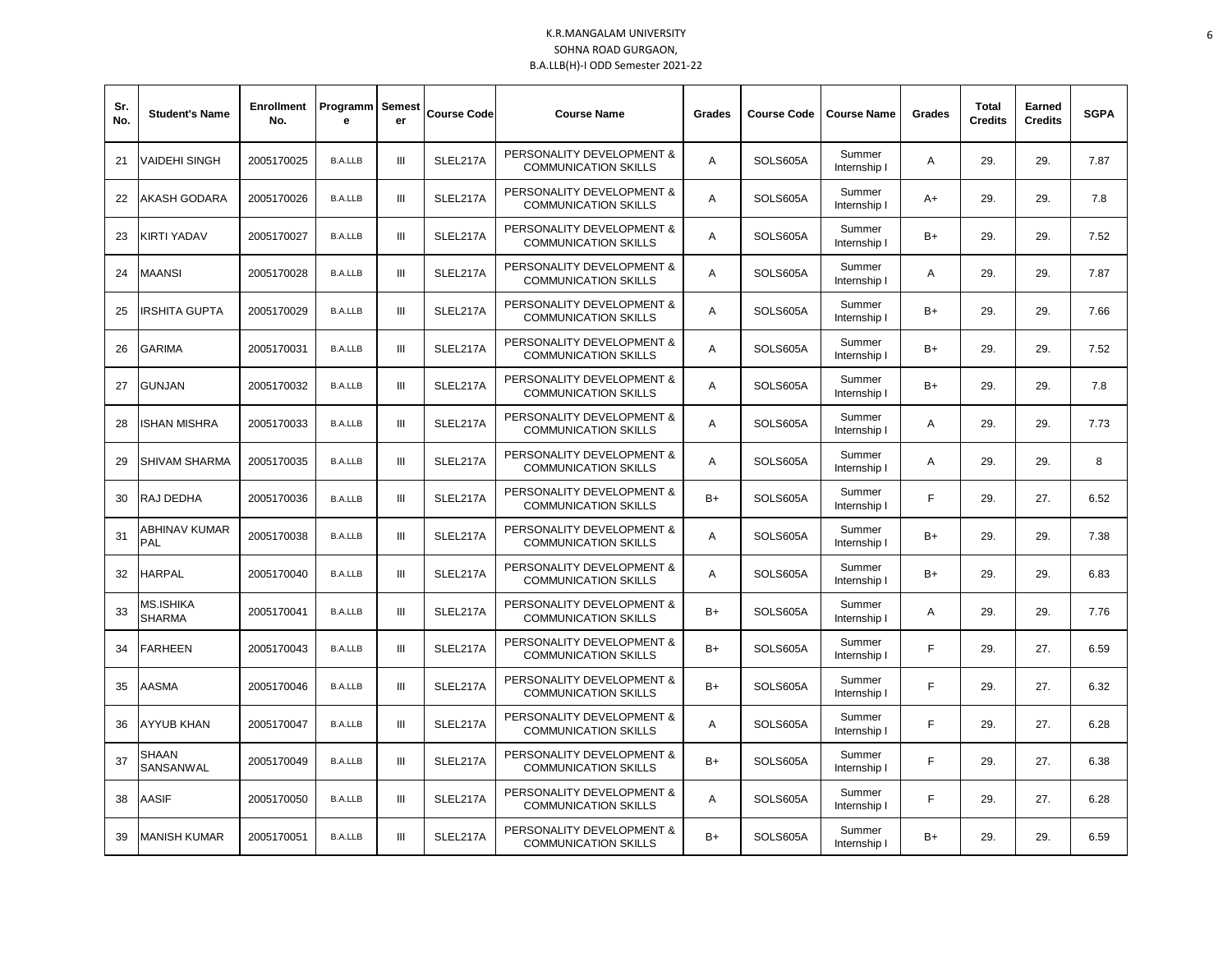K.R.MANGALAM UNIVERSITY
SOHNA ROAD GURGAON,
B.A.LLB(H)-I ODD Semester 2021-22

| Sr. No. | Student's Name | Enrollment No. | Programme | Semester | Course Code | Course Name | Grades | Course Code | Course Name | Grades | Total Credits | Earned Credits | SGPA |
|---|---|---|---|---|---|---|---|---|---|---|---|---|---|
| 21 | VAIDEHI SINGH | 2005170025 | B.A.LLB | III | SLEL217A | PERSONALITY DEVELOPMENT & COMMUNICATION SKILLS | A | SOLS605A | Summer Internship I | A | 29. | 29. | 7.87 |
| 22 | AKASH GODARA | 2005170026 | B.A.LLB | III | SLEL217A | PERSONALITY DEVELOPMENT & COMMUNICATION SKILLS | A | SOLS605A | Summer Internship I | A+ | 29. | 29. | 7.8 |
| 23 | KIRTI YADAV | 2005170027 | B.A.LLB | III | SLEL217A | PERSONALITY DEVELOPMENT & COMMUNICATION SKILLS | A | SOLS605A | Summer Internship I | B+ | 29. | 29. | 7.52 |
| 24 | MAANSI | 2005170028 | B.A.LLB | III | SLEL217A | PERSONALITY DEVELOPMENT & COMMUNICATION SKILLS | A | SOLS605A | Summer Internship I | A | 29. | 29. | 7.87 |
| 25 | IRSHITA GUPTA | 2005170029 | B.A.LLB | III | SLEL217A | PERSONALITY DEVELOPMENT & COMMUNICATION SKILLS | A | SOLS605A | Summer Internship I | B+ | 29. | 29. | 7.66 |
| 26 | GARIMA | 2005170031 | B.A.LLB | III | SLEL217A | PERSONALITY DEVELOPMENT & COMMUNICATION SKILLS | A | SOLS605A | Summer Internship I | B+ | 29. | 29. | 7.52 |
| 27 | GUNJAN | 2005170032 | B.A.LLB | III | SLEL217A | PERSONALITY DEVELOPMENT & COMMUNICATION SKILLS | A | SOLS605A | Summer Internship I | B+ | 29. | 29. | 7.8 |
| 28 | ISHAN MISHRA | 2005170033 | B.A.LLB | III | SLEL217A | PERSONALITY DEVELOPMENT & COMMUNICATION SKILLS | A | SOLS605A | Summer Internship I | A | 29. | 29. | 7.73 |
| 29 | SHIVAM SHARMA | 2005170035 | B.A.LLB | III | SLEL217A | PERSONALITY DEVELOPMENT & COMMUNICATION SKILLS | A | SOLS605A | Summer Internship I | A | 29. | 29. | 8 |
| 30 | RAJ DEDHA | 2005170036 | B.A.LLB | III | SLEL217A | PERSONALITY DEVELOPMENT & COMMUNICATION SKILLS | B+ | SOLS605A | Summer Internship I | F | 29. | 27. | 6.52 |
| 31 | ABHINAV KUMAR PAL | 2005170038 | B.A.LLB | III | SLEL217A | PERSONALITY DEVELOPMENT & COMMUNICATION SKILLS | A | SOLS605A | Summer Internship I | B+ | 29. | 29. | 7.38 |
| 32 | HARPAL | 2005170040 | B.A.LLB | III | SLEL217A | PERSONALITY DEVELOPMENT & COMMUNICATION SKILLS | A | SOLS605A | Summer Internship I | B+ | 29. | 29. | 6.83 |
| 33 | MS.ISHIKA SHARMA | 2005170041 | B.A.LLB | III | SLEL217A | PERSONALITY DEVELOPMENT & COMMUNICATION SKILLS | B+ | SOLS605A | Summer Internship I | A | 29. | 29. | 7.76 |
| 34 | FARHEEN | 2005170043 | B.A.LLB | III | SLEL217A | PERSONALITY DEVELOPMENT & COMMUNICATION SKILLS | B+ | SOLS605A | Summer Internship I | F | 29. | 27. | 6.59 |
| 35 | AASMA | 2005170046 | B.A.LLB | III | SLEL217A | PERSONALITY DEVELOPMENT & COMMUNICATION SKILLS | B+ | SOLS605A | Summer Internship I | F | 29. | 27. | 6.32 |
| 36 | AYYUB KHAN | 2005170047 | B.A.LLB | III | SLEL217A | PERSONALITY DEVELOPMENT & COMMUNICATION SKILLS | A | SOLS605A | Summer Internship I | F | 29. | 27. | 6.28 |
| 37 | SHAAN SANSANWAL | 2005170049 | B.A.LLB | III | SLEL217A | PERSONALITY DEVELOPMENT & COMMUNICATION SKILLS | B+ | SOLS605A | Summer Internship I | F | 29. | 27. | 6.38 |
| 38 | AASIF | 2005170050 | B.A.LLB | III | SLEL217A | PERSONALITY DEVELOPMENT & COMMUNICATION SKILLS | A | SOLS605A | Summer Internship I | F | 29. | 27. | 6.28 |
| 39 | MANISH KUMAR | 2005170051 | B.A.LLB | III | SLEL217A | PERSONALITY DEVELOPMENT & COMMUNICATION SKILLS | B+ | SOLS605A | Summer Internship I | B+ | 29. | 29. | 6.59 |